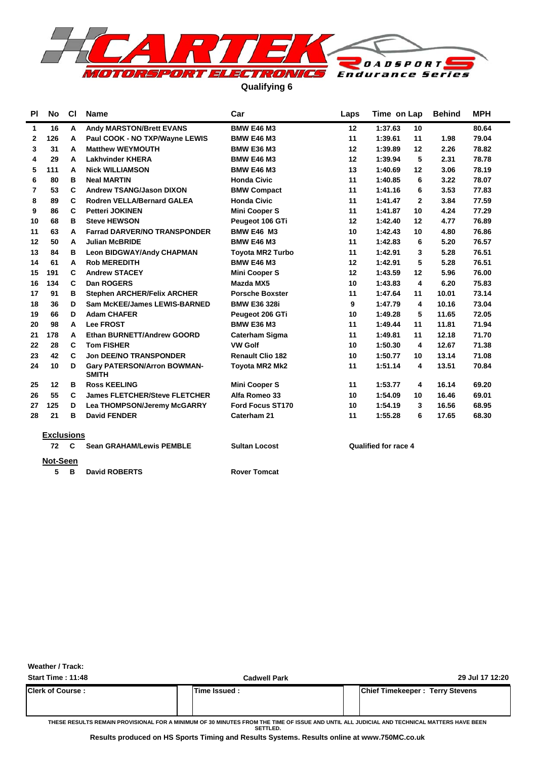CARTEK MOTORSPORT ELECTRONICS Roadsports Endurance Series

# Qualifying 6

| Pl | No | Cl | Name | Car | Laps | Time | on Lap | Behind | MPH |
|---|---|---|---|---|---|---|---|---|---|
| 1 | 16 | A | Andy MARSTON/Brett EVANS | BMW E46 M3 | 12 | 1:37.63 | 10 | | 80.64 |
| 2 | 126 | A | Paul COOK - NO TXP/Wayne LEWIS | BMW E46 M3 | 11 | 1:39.61 | 11 | 1.98 | 79.04 |
| 3 | 31 | A | Matthew WEYMOUTH | BMW E36 M3 | 12 | 1:39.89 | 12 | 2.26 | 78.82 |
| 4 | 29 | A | Lakhvinder KHERA | BMW E46 M3 | 12 | 1:39.94 | 5 | 2.31 | 78.78 |
| 5 | 111 | A | Nick WILLIAMSON | BMW E46 M3 | 13 | 1:40.69 | 12 | 3.06 | 78.19 |
| 6 | 80 | B | Neal MARTIN | Honda Civic | 11 | 1:40.85 | 6 | 3.22 | 78.07 |
| 7 | 53 | C | Andrew TSANG/Jason DIXON | BMW Compact | 11 | 1:41.16 | 6 | 3.53 | 77.83 |
| 8 | 89 | C | Rodren VELLA/Bernard GALEA | Honda Civic | 11 | 1:41.47 | 2 | 3.84 | 77.59 |
| 9 | 86 | C | Petteri JOKINEN | Mini Cooper S | 11 | 1:41.87 | 10 | 4.24 | 77.29 |
| 10 | 68 | B | Steve HEWSON | Peugeot 106 GTi | 12 | 1:42.40 | 12 | 4.77 | 76.89 |
| 11 | 63 | A | Farrad DARVER/NO TRANSPONDER | BMW E46 M3 | 10 | 1:42.43 | 10 | 4.80 | 76.86 |
| 12 | 50 | A | Julian McBRIDE | BMW E46 M3 | 11 | 1:42.83 | 6 | 5.20 | 76.57 |
| 13 | 84 | B | Leon BIDGWAY/Andy CHAPMAN | Toyota MR2 Turbo | 11 | 1:42.91 | 3 | 5.28 | 76.51 |
| 14 | 61 | A | Rob MEREDITH | BMW E46 M3 | 12 | 1:42.91 | 5 | 5.28 | 76.51 |
| 15 | 191 | C | Andrew STACEY | Mini Cooper S | 12 | 1:43.59 | 12 | 5.96 | 76.00 |
| 16 | 134 | C | Dan ROGERS | Mazda MX5 | 10 | 1:43.83 | 4 | 6.20 | 75.83 |
| 17 | 91 | B | Stephen ARCHER/Felix ARCHER | Porsche Boxster | 11 | 1:47.64 | 11 | 10.01 | 73.14 |
| 18 | 36 | D | Sam McKEE/James LEWIS-BARNED | BMW E36 328i | 9 | 1:47.79 | 4 | 10.16 | 73.04 |
| 19 | 66 | D | Adam CHAFER | Peugeot 206 GTi | 10 | 1:49.28 | 5 | 11.65 | 72.05 |
| 20 | 98 | A | Lee FROST | BMW E36 M3 | 11 | 1:49.44 | 11 | 11.81 | 71.94 |
| 21 | 178 | A | Ethan BURNETT/Andrew GOORD | Caterham Sigma | 11 | 1:49.81 | 11 | 12.18 | 71.70 |
| 22 | 28 | C | Tom FISHER | VW Golf | 10 | 1:50.30 | 4 | 12.67 | 71.38 |
| 23 | 42 | C | Jon DEE/NO TRANSPONDER | Renault Clio 182 | 10 | 1:50.77 | 10 | 13.14 | 71.08 |
| 24 | 10 | D | Gary PATERSON/Arron BOWMAN-SMITH | Toyota MR2 Mk2 | 11 | 1:51.14 | 4 | 13.51 | 70.84 |
| 25 | 12 | B | Ross KEELING | Mini Cooper S | 11 | 1:53.77 | 4 | 16.14 | 69.20 |
| 26 | 55 | C | James FLETCHER/Steve FLETCHER | Alfa Romeo 33 | 10 | 1:54.09 | 10 | 16.46 | 69.01 |
| 27 | 125 | D | Lea THOMPSON/Jeremy McGARRY | Ford Focus ST170 | 10 | 1:54.19 | 3 | 16.56 | 68.95 |
| 28 | 21 | B | David FENDER | Caterham 21 | 11 | 1:55.28 | 6 | 17.65 | 68.30 |

**Exclusions**

| No | Cl | Name | Car | Note |
|---|---|---|---|---|
| 72 | C | Sean GRAHAM/Lewis PEMBLE | Sultan Locost | Qualified for race 4 |

**Not-Seen**

| No | Cl | Name | Car |
|---|---|---|---|
| 5 | B | David ROBERTS | Rover Tomcat |

Weather / Track:

Start Time : 11:48 | Cadwell Park | 29 Jul 17 12:20

| Clerk of Course : | Time Issued : | Chief Timekeeper : Terry Stevens |
|---|---|---|

THESE RESULTS REMAIN PROVISIONAL FOR A MINIMUM OF 30 MINUTES FROM THE TIME OF ISSUE AND UNTIL ALL JUDICIAL AND TECHNICAL MATTERS HAVE BEEN SETTLED.

Results produced on HS Sports Timing and Results Systems. Results online at www.750MC.co.uk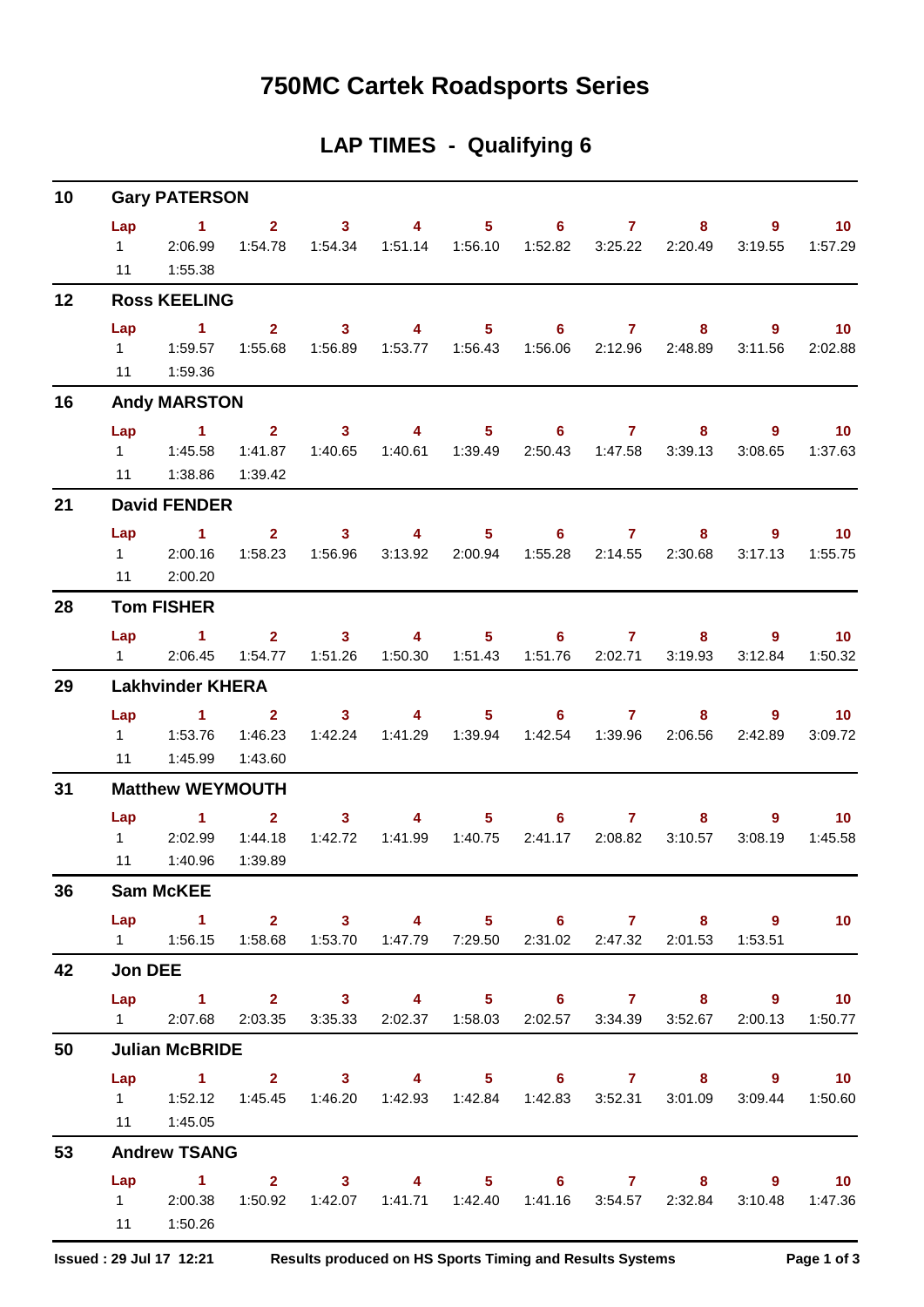# 750MC Cartek Roadsports Series

## LAP TIMES - Qualifying 6

### 10 Gary PATERSON

| Lap | 1 | 2 | 3 | 4 | 5 | 6 | 7 | 8 | 9 | 10 |
|---|---|---|---|---|---|---|---|---|---|---|
| 1 | 2:06.99 | 1:54.78 | 1:54.34 | 1:51.14 | 1:56.10 | 1:52.82 | 3:25.22 | 2:20.49 | 3:19.55 | 1:57.29 |
| 11 | 1:55.38 | | | | | | | | | |

### 12 Ross KEELING

| Lap | 1 | 2 | 3 | 4 | 5 | 6 | 7 | 8 | 9 | 10 |
|---|---|---|---|---|---|---|---|---|---|---|
| 1 | 1:59.57 | 1:55.68 | 1:56.89 | 1:53.77 | 1:56.43 | 1:56.06 | 2:12.96 | 2:48.89 | 3:11.56 | 2:02.88 |
| 11 | 1:59.36 | | | | | | | | | |

### 16 Andy MARSTON

| Lap | 1 | 2 | 3 | 4 | 5 | 6 | 7 | 8 | 9 | 10 |
|---|---|---|---|---|---|---|---|---|---|---|
| 1 | 1:45.58 | 1:41.87 | 1:40.65 | 1:40.61 | 1:39.49 | 2:50.43 | 1:47.58 | 3:39.13 | 3:08.65 | 1:37.63 |
| 11 | 1:38.86 | 1:39.42 | | | | | | | | |

### 21 David FENDER

| Lap | 1 | 2 | 3 | 4 | 5 | 6 | 7 | 8 | 9 | 10 |
|---|---|---|---|---|---|---|---|---|---|---|
| 1 | 2:00.16 | 1:58.23 | 1:56.96 | 3:13.92 | 2:00.94 | 1:55.28 | 2:14.55 | 2:30.68 | 3:17.13 | 1:55.75 |
| 11 | 2:00.20 | | | | | | | | | |

### 28 Tom FISHER

| Lap | 1 | 2 | 3 | 4 | 5 | 6 | 7 | 8 | 9 | 10 |
|---|---|---|---|---|---|---|---|---|---|---|
| 1 | 2:06.45 | 1:54.77 | 1:51.26 | 1:50.30 | 1:51.43 | 1:51.76 | 2:02.71 | 3:19.93 | 3:12.84 | 1:50.32 |

### 29 Lakhvinder KHERA

| Lap | 1 | 2 | 3 | 4 | 5 | 6 | 7 | 8 | 9 | 10 |
|---|---|---|---|---|---|---|---|---|---|---|
| 1 | 1:53.76 | 1:46.23 | 1:42.24 | 1:41.29 | 1:39.94 | 1:42.54 | 1:39.96 | 2:06.56 | 2:42.89 | 3:09.72 |
| 11 | 1:45.99 | 1:43.60 | | | | | | | | |

### 31 Matthew WEYMOUTH

| Lap | 1 | 2 | 3 | 4 | 5 | 6 | 7 | 8 | 9 | 10 |
|---|---|---|---|---|---|---|---|---|---|---|
| 1 | 2:02.99 | 1:44.18 | 1:42.72 | 1:41.99 | 1:40.75 | 2:41.17 | 2:08.82 | 3:10.57 | 3:08.19 | 1:45.58 |
| 11 | 1:40.96 | 1:39.89 | | | | | | | | |

### 36 Sam McKEE

| Lap | 1 | 2 | 3 | 4 | 5 | 6 | 7 | 8 | 9 | 10 |
|---|---|---|---|---|---|---|---|---|---|---|
| 1 | 1:56.15 | 1:58.68 | 1:53.70 | 1:47.79 | 7:29.50 | 2:31.02 | 2:47.32 | 2:01.53 | 1:53.51 | |

### 42 Jon DEE

| Lap | 1 | 2 | 3 | 4 | 5 | 6 | 7 | 8 | 9 | 10 |
|---|---|---|---|---|---|---|---|---|---|---|
| 1 | 2:07.68 | 2:03.35 | 3:35.33 | 2:02.37 | 1:58.03 | 2:02.57 | 3:34.39 | 3:52.67 | 2:00.13 | 1:50.77 |

### 50 Julian McBRIDE

| Lap | 1 | 2 | 3 | 4 | 5 | 6 | 7 | 8 | 9 | 10 |
|---|---|---|---|---|---|---|---|---|---|---|
| 1 | 1:52.12 | 1:45.45 | 1:46.20 | 1:42.93 | 1:42.84 | 1:42.83 | 3:52.31 | 3:01.09 | 3:09.44 | 1:50.60 |
| 11 | 1:45.05 | | | | | | | | | |

### 53 Andrew TSANG

| Lap | 1 | 2 | 3 | 4 | 5 | 6 | 7 | 8 | 9 | 10 |
|---|---|---|---|---|---|---|---|---|---|---|
| 1 | 2:00.38 | 1:50.92 | 1:42.07 | 1:41.71 | 1:42.40 | 1:41.16 | 3:54.57 | 2:32.84 | 3:10.48 | 1:47.36 |
| 11 | 1:50.26 | | | | | | | | | |

Issued : 29 Jul 17 12:21 Results produced on HS Sports Timing and Results Systems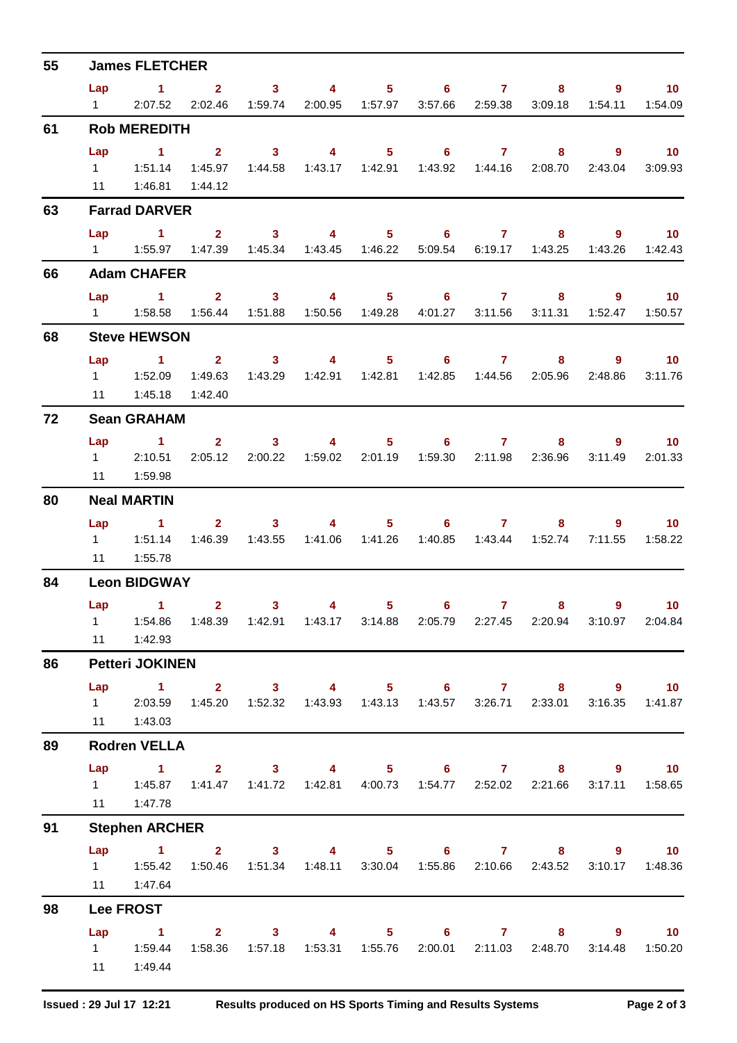## 55 James FLETCHER

| Lap | 1 | 2 | 3 | 4 | 5 | 6 | 7 | 8 | 9 | 10 |
|---|---|---|---|---|---|---|---|---|---|---|
| 1 | 2:07.52 | 2:02.46 | 1:59.74 | 2:00.95 | 1:57.97 | 3:57.66 | 2:59.38 | 3:09.18 | 1:54.11 | 1:54.09 |

## 61 Rob MEREDITH

| Lap | 1 | 2 | 3 | 4 | 5 | 6 | 7 | 8 | 9 | 10 |
|---|---|---|---|---|---|---|---|---|---|---|
| 1 | 1:51.14 | 1:45.97 | 1:44.58 | 1:43.17 | 1:42.91 | 1:43.92 | 1:44.16 | 2:08.70 | 2:43.04 | 3:09.93 |
| 11 | 1:46.81 | 1:44.12 | | | | | | | | |

## 63 Farrad DARVER

| Lap | 1 | 2 | 3 | 4 | 5 | 6 | 7 | 8 | 9 | 10 |
|---|---|---|---|---|---|---|---|---|---|---|
| 1 | 1:55.97 | 1:47.39 | 1:45.34 | 1:43.45 | 1:46.22 | 5:09.54 | 6:19.17 | 1:43.25 | 1:43.26 | 1:42.43 |

## 66 Adam CHAFER

| Lap | 1 | 2 | 3 | 4 | 5 | 6 | 7 | 8 | 9 | 10 |
|---|---|---|---|---|---|---|---|---|---|---|
| 1 | 1:58.58 | 1:56.44 | 1:51.88 | 1:50.56 | 1:49.28 | 4:01.27 | 3:11.56 | 3:11.31 | 1:52.47 | 1:50.57 |

## 68 Steve HEWSON

| Lap | 1 | 2 | 3 | 4 | 5 | 6 | 7 | 8 | 9 | 10 |
|---|---|---|---|---|---|---|---|---|---|---|
| 1 | 1:52.09 | 1:49.63 | 1:43.29 | 1:42.91 | 1:42.81 | 1:42.85 | 1:44.56 | 2:05.96 | 2:48.86 | 3:11.76 |
| 11 | 1:45.18 | 1:42.40 | | | | | | | | |

## 72 Sean GRAHAM

| Lap | 1 | 2 | 3 | 4 | 5 | 6 | 7 | 8 | 9 | 10 |
|---|---|---|---|---|---|---|---|---|---|---|
| 1 | 2:10.51 | 2:05.12 | 2:00.22 | 1:59.02 | 2:01.19 | 1:59.30 | 2:11.98 | 2:36.96 | 3:11.49 | 2:01.33 |
| 11 | 1:59.98 | | | | | | | | | |

## 80 Neal MARTIN

| Lap | 1 | 2 | 3 | 4 | 5 | 6 | 7 | 8 | 9 | 10 |
|---|---|---|---|---|---|---|---|---|---|---|
| 1 | 1:51.14 | 1:46.39 | 1:43.55 | 1:41.06 | 1:41.26 | 1:40.85 | 1:43.44 | 1:52.74 | 7:11.55 | 1:58.22 |
| 11 | 1:55.78 | | | | | | | | | |

## 84 Leon BIDGWAY

| Lap | 1 | 2 | 3 | 4 | 5 | 6 | 7 | 8 | 9 | 10 |
|---|---|---|---|---|---|---|---|---|---|---|
| 1 | 1:54.86 | 1:48.39 | 1:42.91 | 1:43.17 | 3:14.88 | 2:05.79 | 2:27.45 | 2:20.94 | 3:10.97 | 2:04.84 |
| 11 | 1:42.93 | | | | | | | | | |

## 86 Petteri JOKINEN

| Lap | 1 | 2 | 3 | 4 | 5 | 6 | 7 | 8 | 9 | 10 |
|---|---|---|---|---|---|---|---|---|---|---|
| 1 | 2:03.59 | 1:45.20 | 1:52.32 | 1:43.93 | 1:43.13 | 1:43.57 | 3:26.71 | 2:33.01 | 3:16.35 | 1:41.87 |
| 11 | 1:43.03 | | | | | | | | | |

## 89 Rodren VELLA

| Lap | 1 | 2 | 3 | 4 | 5 | 6 | 7 | 8 | 9 | 10 |
|---|---|---|---|---|---|---|---|---|---|---|
| 1 | 1:45.87 | 1:41.47 | 1:41.72 | 1:42.81 | 4:00.73 | 1:54.77 | 2:52.02 | 2:21.66 | 3:17.11 | 1:58.65 |
| 11 | 1:47.78 | | | | | | | | | |

## 91 Stephen ARCHER

| Lap | 1 | 2 | 3 | 4 | 5 | 6 | 7 | 8 | 9 | 10 |
|---|---|---|---|---|---|---|---|---|---|---|
| 1 | 1:55.42 | 1:50.46 | 1:51.34 | 1:48.11 | 3:30.04 | 1:55.86 | 2:10.66 | 2:43.52 | 3:10.17 | 1:48.36 |
| 11 | 1:47.64 | | | | | | | | | |

## 98 Lee FROST

| Lap | 1 | 2 | 3 | 4 | 5 | 6 | 7 | 8 | 9 | 10 |
|---|---|---|---|---|---|---|---|---|---|---|
| 1 | 1:59.44 | 1:58.36 | 1:57.18 | 1:53.31 | 1:55.76 | 2:00.01 | 2:11.03 | 2:48.70 | 3:14.48 | 1:50.20 |
| 11 | 1:49.44 | | | | | | | | | |

**Issued : 29 Jul 17 12:21** **Results produced on HS Sports Timing and Results Systems**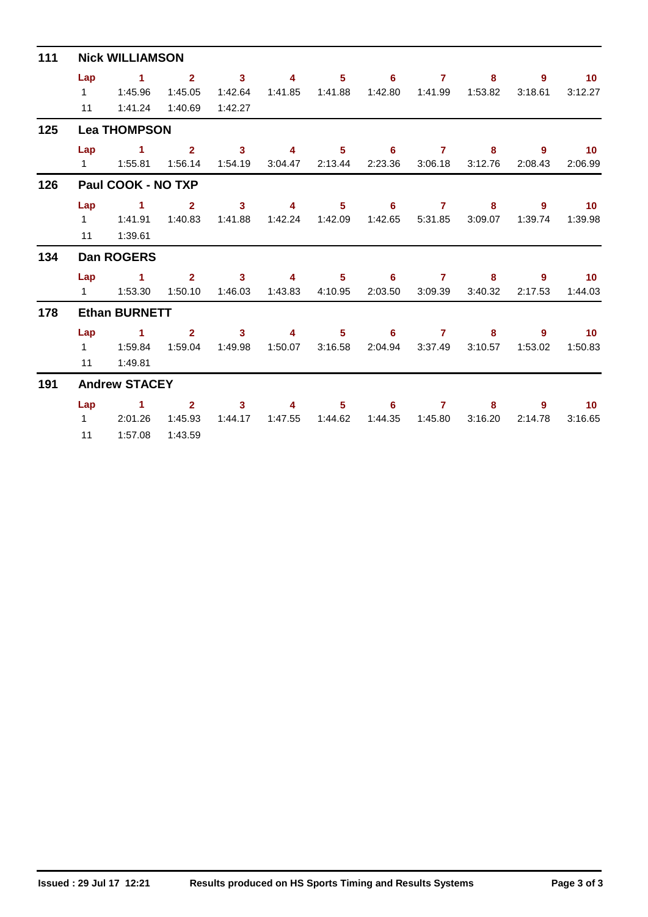## 111 Nick WILLIAMSON

| Lap | 1 | 2 | 3 | 4 | 5 | 6 | 7 | 8 | 9 | 10 |
|---|---|---|---|---|---|---|---|---|---|---|
| 1 | 1:45.96 | 1:45.05 | 1:42.64 | 1:41.85 | 1:41.88 | 1:42.80 | 1:41.99 | 1:53.82 | 3:18.61 | 3:12.27 |
| 11 | 1:41.24 | 1:40.69 | 1:42.27 | | | | | | | |

## 125 Lea THOMPSON

| Lap | 1 | 2 | 3 | 4 | 5 | 6 | 7 | 8 | 9 | 10 |
|---|---|---|---|---|---|---|---|---|---|---|
| 1 | 1:55.81 | 1:56.14 | 1:54.19 | 3:04.47 | 2:13.44 | 2:23.36 | 3:06.18 | 3:12.76 | 2:08.43 | 2:06.99 |

## 126 Paul COOK - NO TXP

| Lap | 1 | 2 | 3 | 4 | 5 | 6 | 7 | 8 | 9 | 10 |
|---|---|---|---|---|---|---|---|---|---|---|
| 1 | 1:41.91 | 1:40.83 | 1:41.88 | 1:42.24 | 1:42.09 | 1:42.65 | 5:31.85 | 3:09.07 | 1:39.74 | 1:39.98 |
| 11 | 1:39.61 | | | | | | | | | |

## 134 Dan ROGERS

| Lap | 1 | 2 | 3 | 4 | 5 | 6 | 7 | 8 | 9 | 10 |
|---|---|---|---|---|---|---|---|---|---|---|
| 1 | 1:53.30 | 1:50.10 | 1:46.03 | 1:43.83 | 4:10.95 | 2:03.50 | 3:09.39 | 3:40.32 | 2:17.53 | 1:44.03 |

## 178 Ethan BURNETT

| Lap | 1 | 2 | 3 | 4 | 5 | 6 | 7 | 8 | 9 | 10 |
|---|---|---|---|---|---|---|---|---|---|---|
| 1 | 1:59.84 | 1:59.04 | 1:49.98 | 1:50.07 | 3:16.58 | 2:04.94 | 3:37.49 | 3:10.57 | 1:53.02 | 1:50.83 |
| 11 | 1:49.81 | | | | | | | | | |

## 191 Andrew STACEY

| Lap | 1 | 2 | 3 | 4 | 5 | 6 | 7 | 8 | 9 | 10 |
|---|---|---|---|---|---|---|---|---|---|---|
| 1 | 2:01.26 | 1:45.93 | 1:44.17 | 1:47.55 | 1:44.62 | 1:44.35 | 1:45.80 | 3:16.20 | 2:14.78 | 3:16.65 |
| 11 | 1:57.08 | 1:43.59 | | | | | | | | |

**Issued : 29 Jul 17 12:21** **Results produced on HS Sports Timing and Results Systems**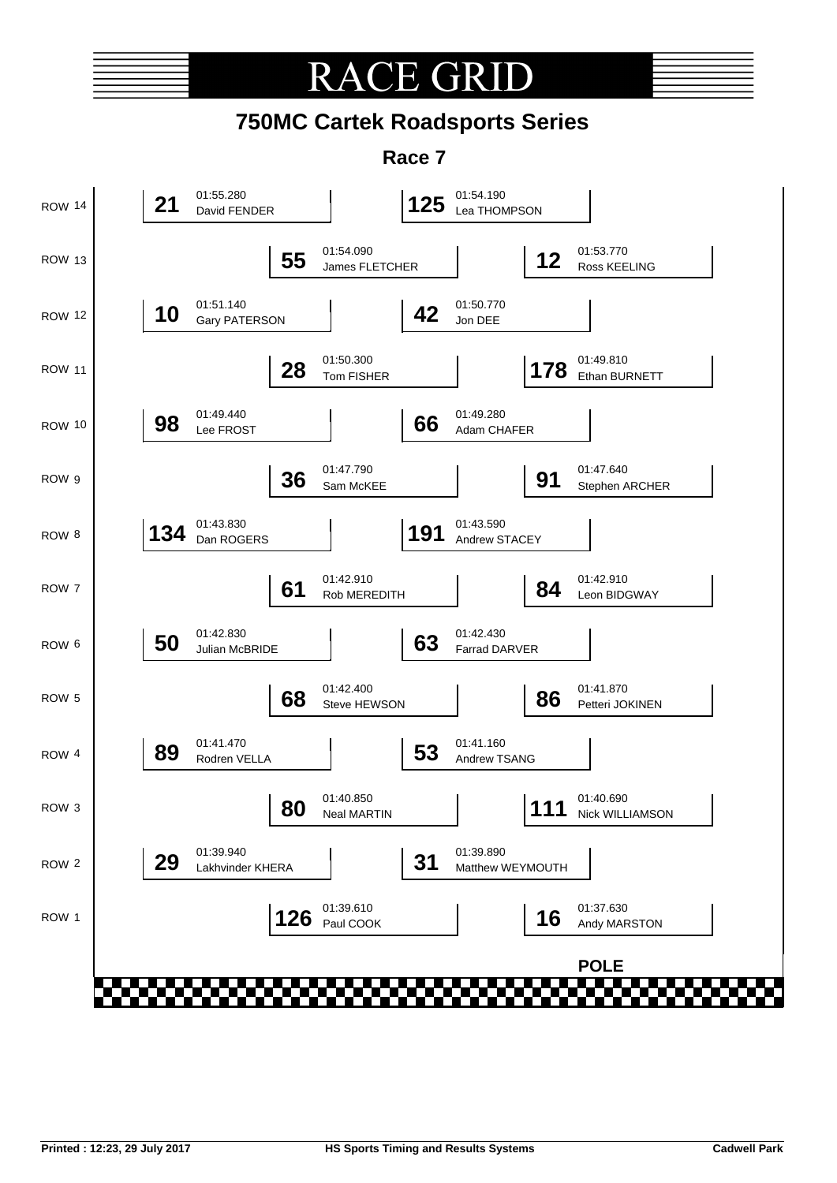# RACE GRID

## 750MC Cartek Roadsports Series

### Race 7

| Row | No. | Time | Driver | No. | Time | Driver |
|---|---|---|---|---|---|---|
| ROW 14 | 21 | 01:55.280 | David FENDER | 125 | 01:54.190 | Lea THOMPSON |
| ROW 13 | 55 | 01:54.090 | James FLETCHER | 12 | 01:53.770 | Ross KEELING |
| ROW 12 | 10 | 01:51.140 | Gary PATERSON | 42 | 01:50.770 | Jon DEE |
| ROW 11 | 28 | 01:50.300 | Tom FISHER | 178 | 01:49.810 | Ethan BURNETT |
| ROW 10 | 98 | 01:49.440 | Lee FROST | 66 | 01:49.280 | Adam CHAFER |
| ROW 9 | 36 | 01:47.790 | Sam McKEE | 91 | 01:47.640 | Stephen ARCHER |
| ROW 8 | 134 | 01:43.830 | Dan ROGERS | 191 | 01:43.590 | Andrew STACEY |
| ROW 7 | 61 | 01:42.910 | Rob MEREDITH | 84 | 01:42.910 | Leon BIDGWAY |
| ROW 6 | 50 | 01:42.830 | Julian McBRIDE | 63 | 01:42.430 | Farrad DARVER |
| ROW 5 | 68 | 01:42.400 | Steve HEWSON | 86 | 01:41.870 | Petteri JOKINEN |
| ROW 4 | 89 | 01:41.470 | Rodren VELLA | 53 | 01:41.160 | Andrew TSANG |
| ROW 3 | 80 | 01:40.850 | Neal MARTIN | 111 | 01:40.690 | Nick WILLIAMSON |
| ROW 2 | 29 | 01:39.940 | Lakhvinder KHERA | 31 | 01:39.890 | Matthew WEYMOUTH |
| ROW 1 | 126 | 01:39.610 | Paul COOK | 16 | 01:37.630 | Andy MARSTON |

**POLE**

**Printed : 12:23, 29 July 2017** **HS Sports Timing and Results Systems** **Cadwell Park**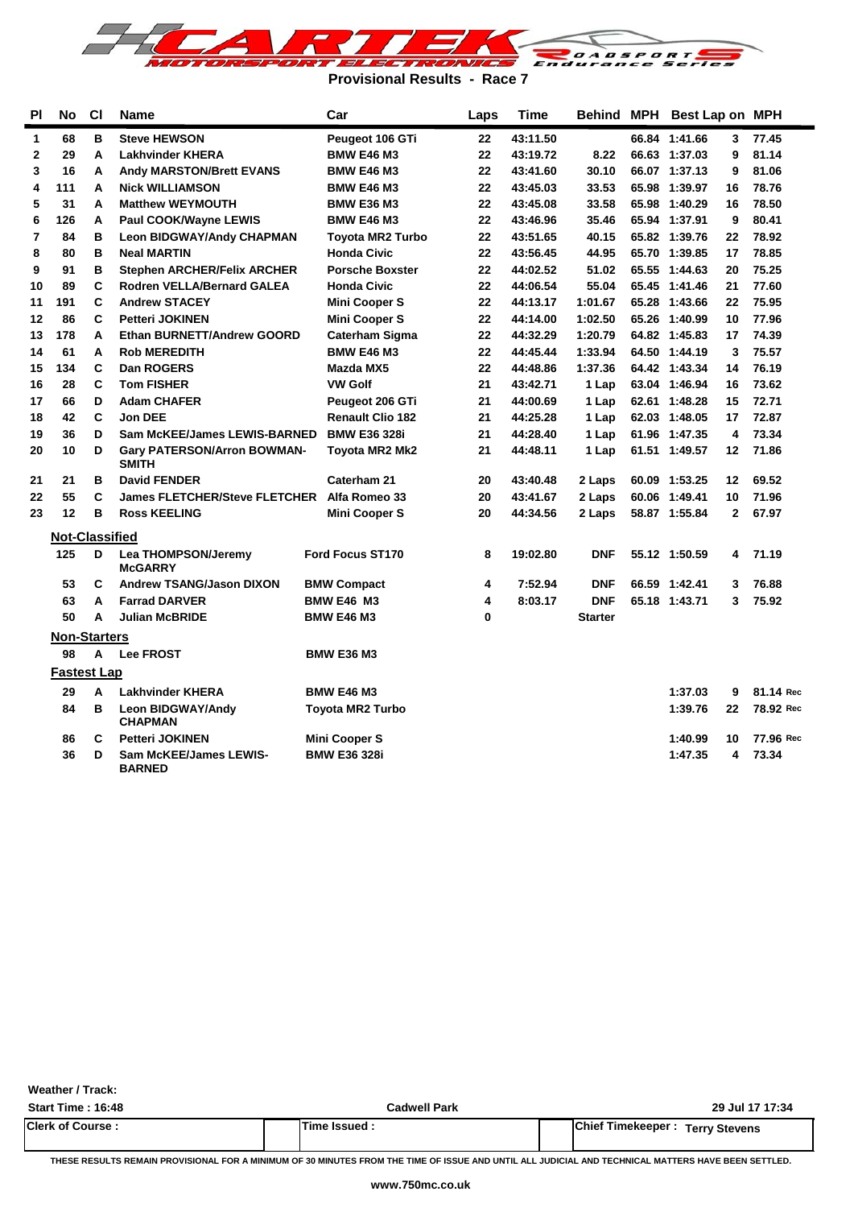# CARTEK MOTORSPORT ELECTRONICS Roadsports Endurance Series

## Provisional Results - Race 7

| Pl | No | Cl | Name | Car | Laps | Time | Behind | MPH | Best Lap | on | MPH |
|---|---|---|---|---|---|---|---|---|---|---|---|
| 1 | 68 | B | Steve HEWSON | Peugeot 106 GTi | 22 | 43:11.50 | | 66.84 | 1:41.66 | 3 | 77.45 |
| 2 | 29 | A | Lakhvinder KHERA | BMW E46 M3 | 22 | 43:19.72 | 8.22 | 66.63 | 1:37.03 | 9 | 81.14 |
| 3 | 16 | A | Andy MARSTON/Brett EVANS | BMW E46 M3 | 22 | 43:41.60 | 30.10 | 66.07 | 1:37.13 | 9 | 81.06 |
| 4 | 111 | A | Nick WILLIAMSON | BMW E46 M3 | 22 | 43:45.03 | 33.53 | 65.98 | 1:39.97 | 16 | 78.76 |
| 5 | 31 | A | Matthew WEYMOUTH | BMW E36 M3 | 22 | 43:45.08 | 33.58 | 65.98 | 1:40.29 | 16 | 78.50 |
| 6 | 126 | A | Paul COOK/Wayne LEWIS | BMW E46 M3 | 22 | 43:46.96 | 35.46 | 65.94 | 1:37.91 | 9 | 80.41 |
| 7 | 84 | B | Leon BIDGWAY/Andy CHAPMAN | Toyota MR2 Turbo | 22 | 43:51.65 | 40.15 | 65.82 | 1:39.76 | 22 | 78.92 |
| 8 | 80 | B | Neal MARTIN | Honda Civic | 22 | 43:56.45 | 44.95 | 65.70 | 1:39.85 | 17 | 78.85 |
| 9 | 91 | B | Stephen ARCHER/Felix ARCHER | Porsche Boxster | 22 | 44:02.52 | 51.02 | 65.55 | 1:44.63 | 20 | 75.25 |
| 10 | 89 | C | Rodren VELLA/Bernard GALEA | Honda Civic | 22 | 44:06.54 | 55.04 | 65.45 | 1:41.46 | 21 | 77.60 |
| 11 | 191 | C | Andrew STACEY | Mini Cooper S | 22 | 44:13.17 | 1:01.67 | 65.28 | 1:43.66 | 22 | 75.95 |
| 12 | 86 | C | Petteri JOKINEN | Mini Cooper S | 22 | 44:14.00 | 1:02.50 | 65.26 | 1:40.99 | 10 | 77.96 |
| 13 | 178 | A | Ethan BURNETT/Andrew GOORD | Caterham Sigma | 22 | 44:32.29 | 1:20.79 | 64.82 | 1:45.83 | 17 | 74.39 |
| 14 | 61 | A | Rob MEREDITH | BMW E46 M3 | 22 | 44:45.44 | 1:33.94 | 64.50 | 1:44.19 | 3 | 75.57 |
| 15 | 134 | C | Dan ROGERS | Mazda MX5 | 22 | 44:48.86 | 1:37.36 | 64.42 | 1:43.34 | 14 | 76.19 |
| 16 | 28 | C | Tom FISHER | VW Golf | 21 | 43:42.71 | 1 Lap | 63.04 | 1:46.94 | 16 | 73.62 |
| 17 | 66 | D | Adam CHAFER | Peugeot 206 GTi | 21 | 44:00.69 | 1 Lap | 62.61 | 1:48.28 | 15 | 72.71 |
| 18 | 42 | C | Jon DEE | Renault Clio 182 | 21 | 44:25.28 | 1 Lap | 62.03 | 1:48.05 | 17 | 72.87 |
| 19 | 36 | D | Sam McKEE/James LEWIS-BARNED | BMW E36 328i | 21 | 44:28.40 | 1 Lap | 61.96 | 1:47.35 | 4 | 73.34 |
| 20 | 10 | D | Gary PATERSON/Arron BOWMAN-SMITH | Toyota MR2 Mk2 | 21 | 44:48.11 | 1 Lap | 61.51 | 1:49.57 | 12 | 71.86 |
| 21 | 21 | B | David FENDER | Caterham 21 | 20 | 43:40.48 | 2 Laps | 60.09 | 1:53.25 | 12 | 69.52 |
| 22 | 55 | C | James FLETCHER/Steve FLETCHER | Alfa Romeo 33 | 20 | 43:41.67 | 2 Laps | 60.06 | 1:49.41 | 10 | 71.96 |
| 23 | 12 | B | Ross KEELING | Mini Cooper S | 20 | 44:34.56 | 2 Laps | 58.87 | 1:55.84 | 2 | 67.97 |

### Not-Classified

| | No | Cl | Name | Car | Laps | Time | Behind | MPH | Best Lap | on | MPH |
|---|---|---|---|---|---|---|---|---|---|---|---|
| | 125 | D | Lea THOMPSON/Jeremy McGARRY | Ford Focus ST170 | 8 | 19:02.80 | DNF | 55.12 | 1:50.59 | 4 | 71.19 |
| | 53 | C | Andrew TSANG/Jason DIXON | BMW Compact | 4 | 7:52.94 | DNF | 66.59 | 1:42.41 | 3 | 76.88 |
| | 63 | A | Farrad DARVER | BMW E46 M3 | 4 | 8:03.17 | DNF | 65.18 | 1:43.71 | 3 | 75.92 |
| | 50 | A | Julian McBRIDE | BMW E46 M3 | 0 | | Starter | | | | |

### Non-Starters

| No | Cl | Name | Car |
|---|---|---|---|
| 98 | A | Lee FROST | BMW E36 M3 |

### Fastest Lap

| No | Cl | Name | Car | Best Lap | on | MPH |
|---|---|---|---|---|---|---|
| 29 | A | Lakhvinder KHERA | BMW E46 M3 | 1:37.03 | 9 | 81.14 Rec |
| 84 | B | Leon BIDGWAY/Andy CHAPMAN | Toyota MR2 Turbo | 1:39.76 | 22 | 78.92 Rec |
| 86 | C | Petteri JOKINEN | Mini Cooper S | 1:40.99 | 10 | 77.96 Rec |
| 36 | D | Sam McKEE/James LEWIS-BARNED | BMW E36 328i | 1:47.35 | 4 | 73.34 |

Weather / Track:

Start Time : 16:48 — Cadwell Park — 29 Jul 17 17:34

Clerk of Course : | Time Issued : | Chief Timekeeper : Terry Stevens

THESE RESULTS REMAIN PROVISIONAL FOR A MINIMUM OF 30 MINUTES FROM THE TIME OF ISSUE AND UNTIL ALL JUDICIAL AND TECHNICAL MATTERS HAVE BEEN SETTLED.

www.750mc.co.uk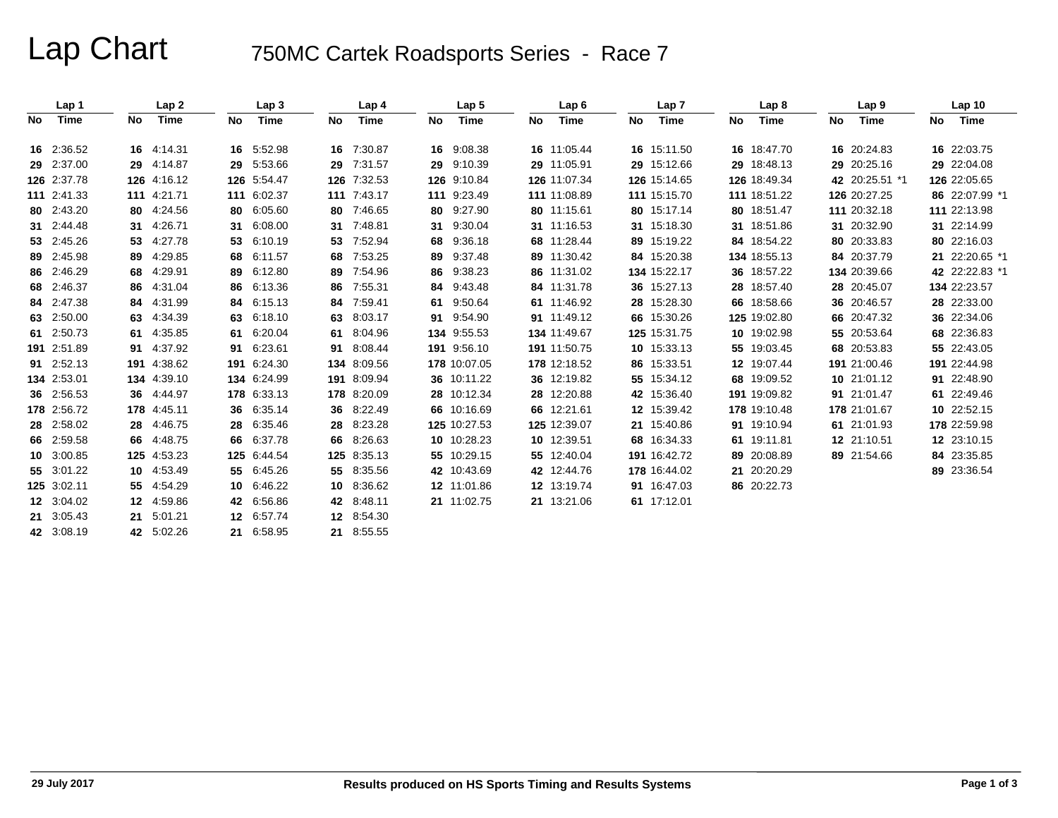# Lap Chart

## 750MC Cartek Roadsports Series - Race 7

| Lap 1 | | Lap 2 | | Lap 3 | | Lap 4 | | Lap 5 | | Lap 6 | | Lap 7 | | Lap 8 | | Lap 9 | | Lap 10 | |
|---|---|---|---|---|---|---|---|---|---|---|---|---|---|---|---|---|---|---|---|
| No | Time | No | Time | No | Time | No | Time | No | Time | No | Time | No | Time | No | Time | No | Time | No | Time |
| 16 | 2:36.52 | 16 | 4:14.31 | 16 | 5:52.98 | 16 | 7:30.87 | 16 | 9:08.38 | 16 | 11:05.44 | 16 | 15:11.50 | 16 | 18:47.70 | 16 | 20:24.83 | 16 | 22:03.75 |
| 29 | 2:37.00 | 29 | 4:14.87 | 29 | 5:53.66 | 29 | 7:31.57 | 29 | 9:10.39 | 29 | 11:05.91 | 29 | 15:12.66 | 29 | 18:48.13 | 29 | 20:25.16 | 29 | 22:04.08 |
| 126 | 2:37.78 | 126 | 4:16.12 | 126 | 5:54.47 | 126 | 7:32.53 | 126 | 9:10.84 | 126 | 11:07.34 | 126 | 15:14.65 | 126 | 18:49.34 | 42 | 20:25.51 *1 | 126 | 22:05.65 |
| 111 | 2:41.33 | 111 | 4:21.71 | 111 | 6:02.37 | 111 | 7:43.17 | 111 | 9:23.49 | 111 | 11:08.89 | 111 | 15:15.70 | 111 | 18:51.22 | 126 | 20:27.25 | 86 | 22:07.99 *1 |
| 80 | 2:43.20 | 80 | 4:24.56 | 80 | 6:05.60 | 80 | 7:46.65 | 80 | 9:27.90 | 80 | 11:15.61 | 80 | 15:17.14 | 80 | 18:51.47 | 111 | 20:32.18 | 111 | 22:13.98 |
| 31 | 2:44.48 | 31 | 4:26.71 | 31 | 6:08.00 | 31 | 7:48.81 | 31 | 9:30.04 | 31 | 11:16.53 | 31 | 15:18.30 | 31 | 18:51.86 | 31 | 20:32.90 | 31 | 22:14.99 |
| 53 | 2:45.26 | 53 | 4:27.78 | 53 | 6:10.19 | 53 | 7:52.94 | 68 | 9:36.18 | 68 | 11:28.44 | 89 | 15:19.22 | 84 | 18:54.22 | 80 | 20:33.83 | 80 | 22:16.03 |
| 89 | 2:45.98 | 89 | 4:29.85 | 68 | 6:11.57 | 68 | 7:53.25 | 89 | 9:37.48 | 89 | 11:30.42 | 84 | 15:20.38 | 134 | 18:55.13 | 84 | 20:37.79 | 21 | 22:20.65 *1 |
| 86 | 2:46.29 | 68 | 4:29.91 | 89 | 6:12.80 | 89 | 7:54.96 | 86 | 9:38.23 | 86 | 11:31.02 | 134 | 15:22.17 | 36 | 18:57.22 | 134 | 20:39.66 | 42 | 22:22.83 *1 |
| 68 | 2:46.37 | 86 | 4:31.04 | 86 | 6:13.36 | 86 | 7:55.31 | 84 | 9:43.48 | 84 | 11:31.78 | 36 | 15:27.13 | 28 | 18:57.40 | 28 | 20:45.07 | 134 | 22:23.57 |
| 84 | 2:47.38 | 84 | 4:31.99 | 84 | 6:15.13 | 84 | 7:59.41 | 61 | 9:50.64 | 61 | 11:46.92 | 28 | 15:28.30 | 66 | 18:58.66 | 36 | 20:46.57 | 28 | 22:33.00 |
| 63 | 2:50.00 | 63 | 4:34.39 | 63 | 6:18.10 | 63 | 8:03.17 | 91 | 9:54.90 | 91 | 11:49.12 | 66 | 15:30.26 | 125 | 19:02.80 | 66 | 20:47.32 | 36 | 22:34.06 |
| 61 | 2:50.73 | 61 | 4:35.85 | 61 | 6:20.04 | 61 | 8:04.96 | 134 | 9:55.53 | 134 | 11:49.67 | 125 | 15:31.75 | 10 | 19:02.98 | 55 | 20:53.64 | 68 | 22:36.83 |
| 191 | 2:51.89 | 91 | 4:37.92 | 91 | 6:23.61 | 91 | 8:08.44 | 191 | 9:56.10 | 191 | 11:50.75 | 10 | 15:33.13 | 55 | 19:03.45 | 68 | 20:53.83 | 55 | 22:43.05 |
| 91 | 2:52.13 | 191 | 4:38.62 | 191 | 6:24.30 | 134 | 8:09.56 | 178 | 10:07.05 | 178 | 12:18.52 | 86 | 15:33.51 | 12 | 19:07.44 | 191 | 21:00.46 | 191 | 22:44.98 |
| 134 | 2:53.01 | 134 | 4:39.10 | 134 | 6:24.99 | 191 | 8:09.94 | 36 | 10:11.22 | 36 | 12:19.82 | 55 | 15:34.12 | 68 | 19:09.52 | 10 | 21:01.12 | 91 | 22:48.90 |
| 36 | 2:56.53 | 36 | 4:44.97 | 178 | 6:33.13 | 178 | 8:20.09 | 28 | 10:12.34 | 28 | 12:20.88 | 42 | 15:36.40 | 191 | 19:09.82 | 91 | 21:01.47 | 61 | 22:49.46 |
| 178 | 2:56.72 | 178 | 4:45.11 | 36 | 6:35.14 | 36 | 8:22.49 | 66 | 10:16.69 | 66 | 12:21.61 | 12 | 15:39.42 | 178 | 19:10.48 | 178 | 21:01.67 | 10 | 22:52.15 |
| 28 | 2:58.02 | 28 | 4:46.75 | 28 | 6:35.46 | 28 | 8:23.28 | 125 | 10:27.53 | 125 | 12:39.07 | 21 | 15:40.86 | 91 | 19:10.94 | 61 | 21:01.93 | 178 | 22:59.98 |
| 66 | 2:59.58 | 66 | 4:48.75 | 66 | 6:37.78 | 66 | 8:26.63 | 10 | 10:28.23 | 10 | 12:39.51 | 68 | 16:34.33 | 61 | 19:11.81 | 12 | 21:10.51 | 12 | 23:10.15 |
| 10 | 3:00.85 | 125 | 4:53.23 | 125 | 6:44.54 | 125 | 8:35.13 | 55 | 10:29.15 | 55 | 12:40.04 | 191 | 16:42.72 | 89 | 20:08.89 | 89 | 21:54.66 | 84 | 23:35.85 |
| 55 | 3:01.22 | 10 | 4:53.49 | 55 | 6:45.26 | 55 | 8:35.56 | 42 | 10:43.69 | 42 | 12:44.76 | 178 | 16:44.02 | 21 | 20:20.29 | | | 89 | 23:36.54 |
| 125 | 3:02.11 | 55 | 4:54.29 | 10 | 6:46.22 | 10 | 8:36.62 | 12 | 11:01.86 | 12 | 13:19.74 | 91 | 16:47.03 | 86 | 20:22.73 | | | | |
| 12 | 3:04.02 | 12 | 4:59.86 | 42 | 6:56.86 | 42 | 8:48.11 | 21 | 11:02.75 | 21 | 13:21.06 | 61 | 17:12.01 | | | | | | |
| 21 | 3:05.43 | 21 | 5:01.21 | 12 | 6:57.74 | 12 | 8:54.30 | | | | | | | | | | | | |
| 42 | 3:08.19 | 42 | 5:02.26 | 21 | 6:58.95 | 21 | 8:55.55 | | | | | | | | | | | | |

29 July 2017

Results produced on HS Sports Timing and Results Systems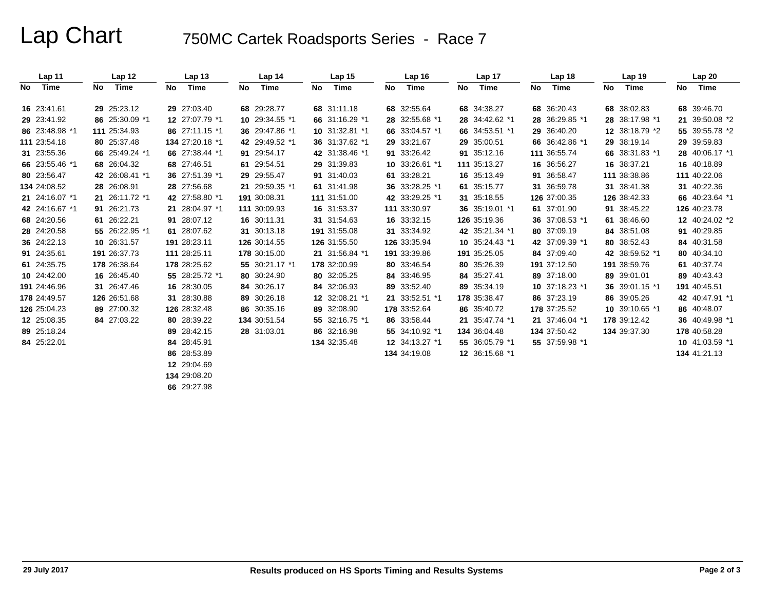# Lap Chart

## 750MC Cartek Roadsports Series - Race 7

| Lap 11 | | Lap 12 | | Lap 13 | | Lap 14 | | Lap 15 | | Lap 16 | | Lap 17 | | Lap 18 | | Lap 19 | | Lap 20 | |
|---|---|---|---|---|---|---|---|---|---|---|---|---|---|---|---|---|---|---|---|
| No | Time | No | Time | No | Time | No | Time | No | Time | No | Time | No | Time | No | Time | No | Time | No | Time |
| 16 | 23:41.61 | 29 | 25:23.12 | 29 | 27:03.40 | 68 | 29:28.77 | 68 | 31:11.18 | 68 | 32:55.64 | 68 | 34:38.27 | 68 | 36:20.43 | 68 | 38:02.83 | 68 | 39:46.70 |
| 29 | 23:41.92 | 86 | 25:30.09 *1 | 12 | 27:07.79 *1 | 10 | 29:34.55 *1 | 66 | 31:16.29 *1 | 28 | 32:55.68 *1 | 28 | 34:42.62 *1 | 28 | 36:29.85 *1 | 28 | 38:17.98 *1 | 21 | 39:50.08 *2 |
| 86 | 23:48.98 *1 | 111 | 25:34.93 | 86 | 27:11.15 *1 | 36 | 29:47.86 *1 | 10 | 31:32.81 *1 | 66 | 33:04.57 *1 | 66 | 34:53.51 *1 | 29 | 36:40.20 | 12 | 38:18.79 *2 | 55 | 39:55.78 *2 |
| 111 | 23:54.18 | 80 | 25:37.48 | 134 | 27:20.18 *1 | 42 | 29:49.52 *1 | 36 | 31:37.62 *1 | 29 | 33:21.67 | 29 | 35:00.51 | 66 | 36:42.86 *1 | 29 | 38:19.14 | 29 | 39:59.83 |
| 31 | 23:55.36 | 66 | 25:49.24 *1 | 66 | 27:38.44 *1 | 91 | 29:54.17 | 42 | 31:38.46 *1 | 91 | 33:26.42 | 91 | 35:12.16 | 111 | 36:55.74 | 66 | 38:31.83 *1 | 28 | 40:06.17 *1 |
| 66 | 23:55.46 *1 | 68 | 26:04.32 | 68 | 27:46.51 | 61 | 29:54.51 | 29 | 31:39.83 | 10 | 33:26.61 *1 | 111 | 35:13.27 | 16 | 36:56.27 | 16 | 38:37.21 | 16 | 40:18.89 |
| 80 | 23:56.47 | 42 | 26:08.41 *1 | 36 | 27:51.39 *1 | 29 | 29:55.47 | 91 | 31:40.03 | 61 | 33:28.21 | 16 | 35:13.49 | 91 | 36:58.47 | 111 | 38:38.86 | 111 | 40:22.06 |
| 134 | 24:08.52 | 28 | 26:08.91 | 28 | 27:56.68 | 21 | 29:59.35 *1 | 61 | 31:41.98 | 36 | 33:28.25 *1 | 61 | 35:15.77 | 31 | 36:59.78 | 31 | 38:41.38 | 31 | 40:22.36 |
| 21 | 24:16.07 *1 | 21 | 26:11.72 *1 | 42 | 27:58.80 *1 | 191 | 30:08.31 | 111 | 31:51.00 | 42 | 33:29.25 *1 | 31 | 35:18.55 | 126 | 37:00.35 | 126 | 38:42.33 | 66 | 40:23.64 *1 |
| 42 | 24:16.67 *1 | 91 | 26:21.73 | 21 | 28:04.97 *1 | 111 | 30:09.93 | 16 | 31:53.37 | 111 | 33:30.97 | 36 | 35:19.01 *1 | 61 | 37:01.90 | 91 | 38:45.22 | 126 | 40:23.78 |
| 68 | 24:20.56 | 61 | 26:22.21 | 91 | 28:07.12 | 16 | 30:11.31 | 31 | 31:54.63 | 16 | 33:32.15 | 126 | 35:19.36 | 36 | 37:08.53 *1 | 61 | 38:46.60 | 12 | 40:24.02 *2 |
| 28 | 24:20.58 | 55 | 26:22.95 *1 | 61 | 28:07.62 | 31 | 30:13.18 | 191 | 31:55.08 | 31 | 33:34.92 | 42 | 35:21.34 *1 | 80 | 37:09.19 | 84 | 38:51.08 | 91 | 40:29.85 |
| 36 | 24:22.13 | 10 | 26:31.57 | 191 | 28:23.11 | 126 | 30:14.55 | 126 | 31:55.50 | 126 | 33:35.94 | 10 | 35:24.43 *1 | 42 | 37:09.39 *1 | 80 | 38:52.43 | 84 | 40:31.58 |
| 91 | 24:35.61 | 191 | 26:37.73 | 111 | 28:25.11 | 178 | 30:15.00 | 21 | 31:56.84 *1 | 191 | 33:39.86 | 191 | 35:25.05 | 84 | 37:09.40 | 42 | 38:59.52 *1 | 80 | 40:34.10 |
| 61 | 24:35.75 | 178 | 26:38.64 | 178 | 28:25.62 | 55 | 30:21.17 *1 | 178 | 32:00.99 | 80 | 33:46.54 | 80 | 35:26.39 | 191 | 37:12.50 | 191 | 38:59.76 | 61 | 40:37.74 |
| 10 | 24:42.00 | 16 | 26:45.40 | 55 | 28:25.72 *1 | 80 | 30:24.90 | 80 | 32:05.25 | 84 | 33:46.95 | 84 | 35:27.41 | 89 | 37:18.00 | 89 | 39:01.01 | 89 | 40:43.43 |
| 191 | 24:46.96 | 31 | 26:47.46 | 16 | 28:30.05 | 84 | 30:26.17 | 84 | 32:06.93 | 89 | 33:52.40 | 89 | 35:34.19 | 10 | 37:18.23 *1 | 36 | 39:01.15 *1 | 191 | 40:45.51 |
| 178 | 24:49.57 | 126 | 26:51.68 | 31 | 28:30.88 | 89 | 30:26.18 | 12 | 32:08.21 *1 | 21 | 33:52.51 *1 | 178 | 35:38.47 | 86 | 37:23.19 | 86 | 39:05.26 | 42 | 40:47.91 *1 |
| 126 | 25:04.23 | 89 | 27:00.32 | 126 | 28:32.48 | 86 | 30:35.16 | 89 | 32:08.90 | 178 | 33:52.64 | 86 | 35:40.72 | 178 | 37:25.52 | 10 | 39:10.65 *1 | 86 | 40:48.07 |
| 12 | 25:08.35 | 84 | 27:03.22 | 80 | 28:39.22 | 134 | 30:51.54 | 55 | 32:16.75 *1 | 86 | 33:58.44 | 21 | 35:47.74 *1 | 21 | 37:46.04 *1 | 178 | 39:12.42 | 36 | 40:49.98 *1 |
| 89 | 25:18.24 | | | 89 | 28:42.15 | 28 | 31:03.01 | 86 | 32:16.98 | 55 | 34:10.92 *1 | 134 | 36:04.48 | 134 | 37:50.42 | 134 | 39:37.30 | 178 | 40:58.28 |
| 84 | 25:22.01 | | | 84 | 28:45.91 | | | 134 | 32:35.48 | 12 | 34:13.27 *1 | 55 | 36:05.79 *1 | 55 | 37:59.98 *1 | | | 10 | 41:03.59 *1 |
| | | | | 86 | 28:53.89 | | | | | 134 | 34:19.08 | 12 | 36:15.68 *1 | | | | | 134 | 41:21.13 |
| | | | | 12 | 29:04.69 | | | | | | | | | | | | | | |
| | | | | 134 | 29:08.20 | | | | | | | | | | | | | | |
| | | | | 66 | 29:27.98 | | | | | | | | | | | | | | |

29 July 2017

Results produced on HS Sports Timing and Results Systems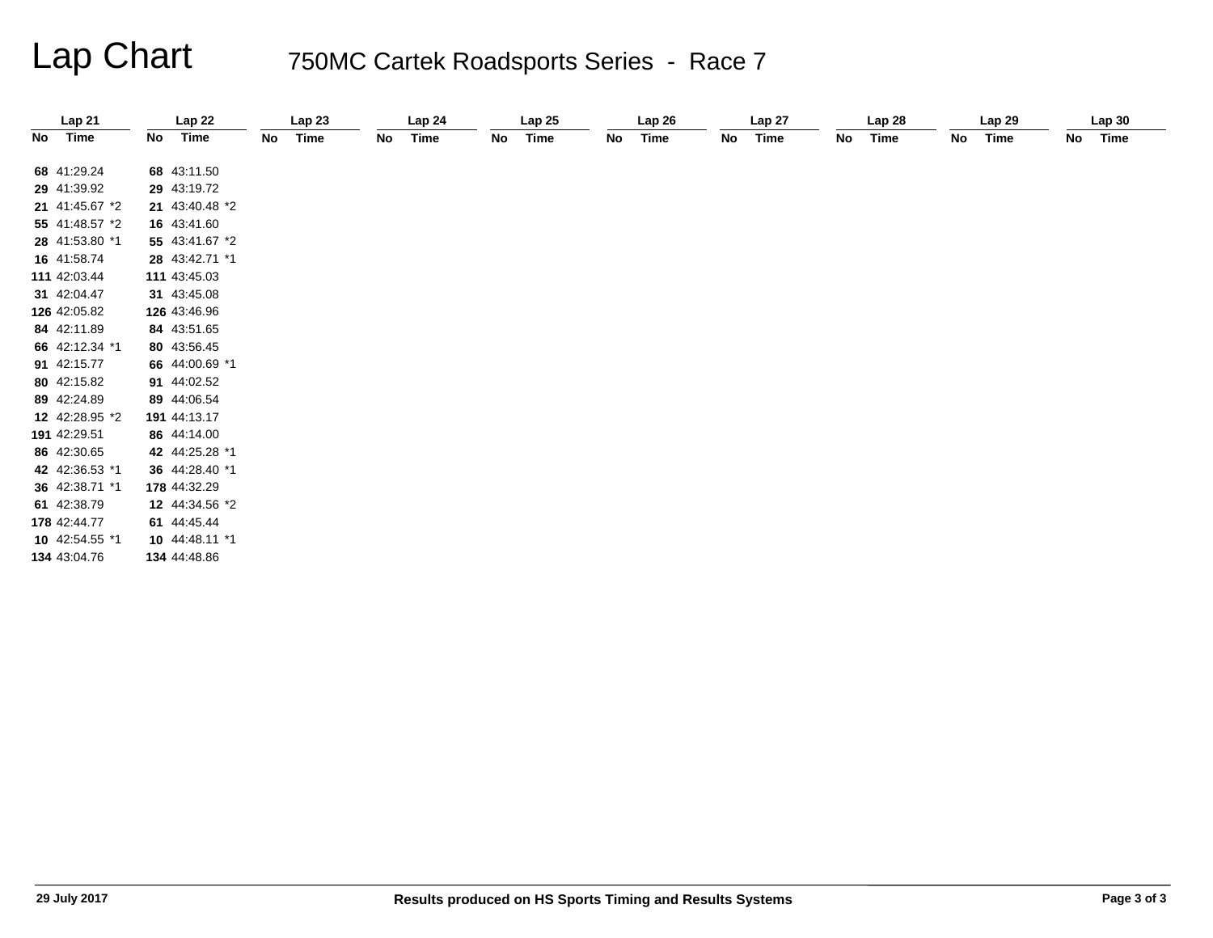# Lap Chart

## 750MC Cartek Roadsports Series - Race 7

| Lap 21 | | Lap 22 | | Lap 23 | | Lap 24 | | Lap 25 | | Lap 26 | | Lap 27 | | Lap 28 | | Lap 29 | | Lap 30 | |
|---|---|---|---|---|---|---|---|---|---|---|---|---|---|---|---|---|---|---|---|
| No | Time | No | Time | No | Time | No | Time | No | Time | No | Time | No | Time | No | Time | No | Time | No | Time |
| 68 | 41:29.24 | 68 | 43:11.50 | | | | | | | | | | | | | | | | |
| 29 | 41:39.92 | 29 | 43:19.72 | | | | | | | | | | | | | | | | |
| 21 | 41:45.67 *2 | 21 | 43:40.48 *2 | | | | | | | | | | | | | | | | |
| 55 | 41:48.57 *2 | 16 | 43:41.60 | | | | | | | | | | | | | | | | |
| 28 | 41:53.80 *1 | 55 | 43:41.67 *2 | | | | | | | | | | | | | | | | |
| 16 | 41:58.74 | 28 | 43:42.71 *1 | | | | | | | | | | | | | | | | |
| 111 | 42:03.44 | 111 | 43:45.03 | | | | | | | | | | | | | | | | |
| 31 | 42:04.47 | 31 | 43:45.08 | | | | | | | | | | | | | | | | |
| 126 | 42:05.82 | 126 | 43:46.96 | | | | | | | | | | | | | | | | |
| 84 | 42:11.89 | 84 | 43:51.65 | | | | | | | | | | | | | | | | |
| 66 | 42:12.34 *1 | 80 | 43:56.45 | | | | | | | | | | | | | | | | |
| 91 | 42:15.77 | 66 | 44:00.69 *1 | | | | | | | | | | | | | | | | |
| 80 | 42:15.82 | 91 | 44:02.52 | | | | | | | | | | | | | | | | |
| 89 | 42:24.89 | 89 | 44:06.54 | | | | | | | | | | | | | | | | |
| 12 | 42:28.95 *2 | 191 | 44:13.17 | | | | | | | | | | | | | | | | |
| 191 | 42:29.51 | 86 | 44:14.00 | | | | | | | | | | | | | | | | |
| 86 | 42:30.65 | 42 | 44:25.28 *1 | | | | | | | | | | | | | | | | |
| 42 | 42:36.53 *1 | 36 | 44:28.40 *1 | | | | | | | | | | | | | | | | |
| 36 | 42:38.71 *1 | 178 | 44:32.29 | | | | | | | | | | | | | | | | |
| 61 | 42:38.79 | 12 | 44:34.56 *2 | | | | | | | | | | | | | | | | |
| 178 | 42:44.77 | 61 | 44:45.44 | | | | | | | | | | | | | | | | |
| 10 | 42:54.55 *1 | 10 | 44:48.11 *1 | | | | | | | | | | | | | | | | |
| 134 | 43:04.76 | 134 | 44:48.86 | | | | | | | | | | | | | | | | |

29 July 2017

Results produced on HS Sports Timing and Results Systems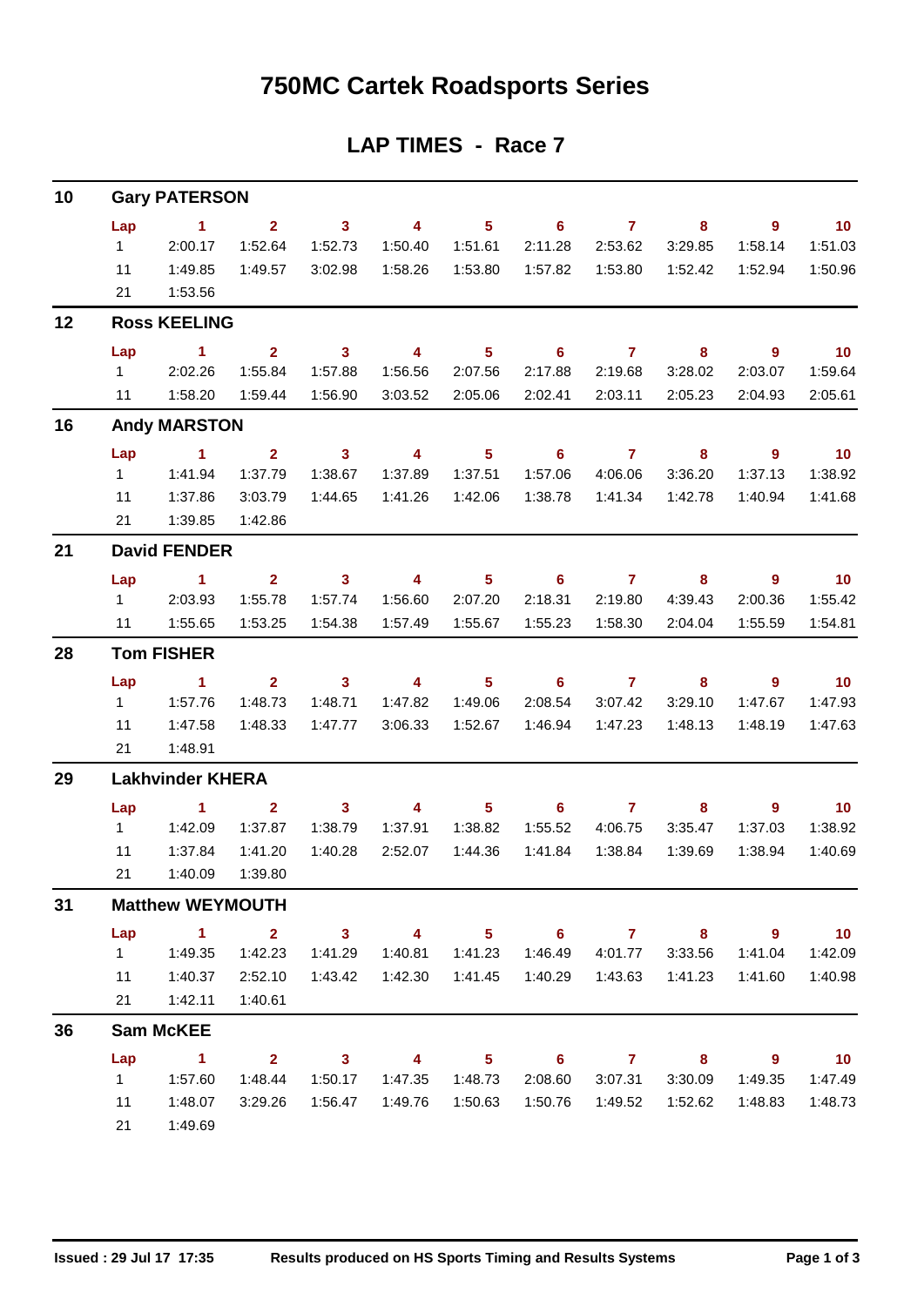# 750MC Cartek Roadsports Series

## LAP TIMES - Race 7

### 10 Gary PATERSON

| Lap | 1 | 2 | 3 | 4 | 5 | 6 | 7 | 8 | 9 | 10 |
|---|---|---|---|---|---|---|---|---|---|---|
| 1 | 2:00.17 | 1:52.64 | 1:52.73 | 1:50.40 | 1:51.61 | 2:11.28 | 2:53.62 | 3:29.85 | 1:58.14 | 1:51.03 |
| 11 | 1:49.85 | 1:49.57 | 3:02.98 | 1:58.26 | 1:53.80 | 1:57.82 | 1:53.80 | 1:52.42 | 1:52.94 | 1:50.96 |
| 21 | 1:53.56 | | | | | | | | | |

### 12 Ross KEELING

| Lap | 1 | 2 | 3 | 4 | 5 | 6 | 7 | 8 | 9 | 10 |
|---|---|---|---|---|---|---|---|---|---|---|
| 1 | 2:02.26 | 1:55.84 | 1:57.88 | 1:56.56 | 2:07.56 | 2:17.88 | 2:19.68 | 3:28.02 | 2:03.07 | 1:59.64 |
| 11 | 1:58.20 | 1:59.44 | 1:56.90 | 3:03.52 | 2:05.06 | 2:02.41 | 2:03.11 | 2:05.23 | 2:04.93 | 2:05.61 |

### 16 Andy MARSTON

| Lap | 1 | 2 | 3 | 4 | 5 | 6 | 7 | 8 | 9 | 10 |
|---|---|---|---|---|---|---|---|---|---|---|
| 1 | 1:41.94 | 1:37.79 | 1:38.67 | 1:37.89 | 1:37.51 | 1:57.06 | 4:06.06 | 3:36.20 | 1:37.13 | 1:38.92 |
| 11 | 1:37.86 | 3:03.79 | 1:44.65 | 1:41.26 | 1:42.06 | 1:38.78 | 1:41.34 | 1:42.78 | 1:40.94 | 1:41.68 |
| 21 | 1:39.85 | 1:42.86 | | | | | | | | |

### 21 David FENDER

| Lap | 1 | 2 | 3 | 4 | 5 | 6 | 7 | 8 | 9 | 10 |
|---|---|---|---|---|---|---|---|---|---|---|
| 1 | 2:03.93 | 1:55.78 | 1:57.74 | 1:56.60 | 2:07.20 | 2:18.31 | 2:19.80 | 4:39.43 | 2:00.36 | 1:55.42 |
| 11 | 1:55.65 | 1:53.25 | 1:54.38 | 1:57.49 | 1:55.67 | 1:55.23 | 1:58.30 | 2:04.04 | 1:55.59 | 1:54.81 |

### 28 Tom FISHER

| Lap | 1 | 2 | 3 | 4 | 5 | 6 | 7 | 8 | 9 | 10 |
|---|---|---|---|---|---|---|---|---|---|---|
| 1 | 1:57.76 | 1:48.73 | 1:48.71 | 1:47.82 | 1:49.06 | 2:08.54 | 3:07.42 | 3:29.10 | 1:47.67 | 1:47.93 |
| 11 | 1:47.58 | 1:48.33 | 1:47.77 | 3:06.33 | 1:52.67 | 1:46.94 | 1:47.23 | 1:48.13 | 1:48.19 | 1:47.63 |
| 21 | 1:48.91 | | | | | | | | | |

### 29 Lakhvinder KHERA

| Lap | 1 | 2 | 3 | 4 | 5 | 6 | 7 | 8 | 9 | 10 |
|---|---|---|---|---|---|---|---|---|---|---|
| 1 | 1:42.09 | 1:37.87 | 1:38.79 | 1:37.91 | 1:38.82 | 1:55.52 | 4:06.75 | 3:35.47 | 1:37.03 | 1:38.92 |
| 11 | 1:37.84 | 1:41.20 | 1:40.28 | 2:52.07 | 1:44.36 | 1:41.84 | 1:38.84 | 1:39.69 | 1:38.94 | 1:40.69 |
| 21 | 1:40.09 | 1:39.80 | | | | | | | | |

### 31 Matthew WEYMOUTH

| Lap | 1 | 2 | 3 | 4 | 5 | 6 | 7 | 8 | 9 | 10 |
|---|---|---|---|---|---|---|---|---|---|---|
| 1 | 1:49.35 | 1:42.23 | 1:41.29 | 1:40.81 | 1:41.23 | 1:46.49 | 4:01.77 | 3:33.56 | 1:41.04 | 1:42.09 |
| 11 | 1:40.37 | 2:52.10 | 1:43.42 | 1:42.30 | 1:41.45 | 1:40.29 | 1:43.63 | 1:41.23 | 1:41.60 | 1:40.98 |
| 21 | 1:42.11 | 1:40.61 | | | | | | | | |

### 36 Sam McKEE

| Lap | 1 | 2 | 3 | 4 | 5 | 6 | 7 | 8 | 9 | 10 |
|---|---|---|---|---|---|---|---|---|---|---|
| 1 | 1:57.60 | 1:48.44 | 1:50.17 | 1:47.35 | 1:48.73 | 2:08.60 | 3:07.31 | 3:30.09 | 1:49.35 | 1:47.49 |
| 11 | 1:48.07 | 3:29.26 | 1:56.47 | 1:49.76 | 1:50.63 | 1:50.76 | 1:49.52 | 1:52.62 | 1:48.83 | 1:48.73 |
| 21 | 1:49.69 | | | | | | | | | |

Issued : 29 Jul 17 17:35 Results produced on HS Sports Timing and Results Systems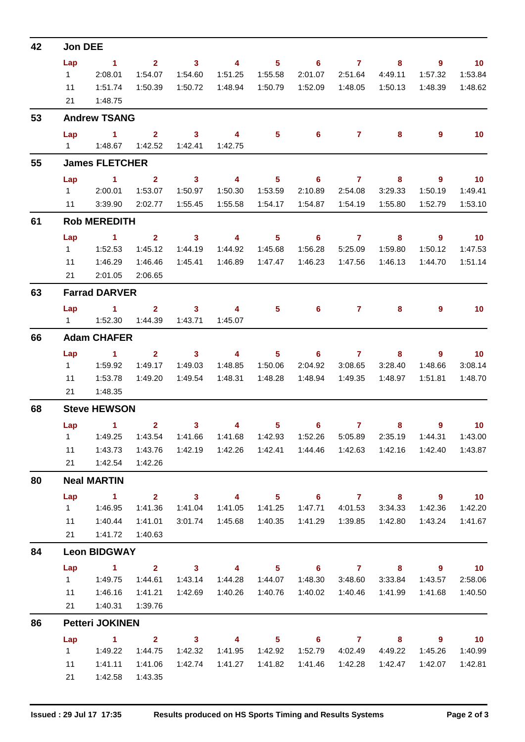## 42 Jon DEE

| Lap | 1 | 2 | 3 | 4 | 5 | 6 | 7 | 8 | 9 | 10 |
|---|---|---|---|---|---|---|---|---|---|---|
| 1 | 2:08.01 | 1:54.07 | 1:54.60 | 1:51.25 | 1:55.58 | 2:01.07 | 2:51.64 | 4:49.11 | 1:57.32 | 1:53.84 |
| 11 | 1:51.74 | 1:50.39 | 1:50.72 | 1:48.94 | 1:50.79 | 1:52.09 | 1:48.05 | 1:50.13 | 1:48.39 | 1:48.62 |
| 21 | 1:48.75 | | | | | | | | | |

## 53 Andrew TSANG

| Lap | 1 | 2 | 3 | 4 | 5 | 6 | 7 | 8 | 9 | 10 |
|---|---|---|---|---|---|---|---|---|---|---|
| 1 | 1:48.67 | 1:42.52 | 1:42.41 | 1:42.75 | | | | | | |

## 55 James FLETCHER

| Lap | 1 | 2 | 3 | 4 | 5 | 6 | 7 | 8 | 9 | 10 |
|---|---|---|---|---|---|---|---|---|---|---|
| 1 | 2:00.01 | 1:53.07 | 1:50.97 | 1:50.30 | 1:53.59 | 2:10.89 | 2:54.08 | 3:29.33 | 1:50.19 | 1:49.41 |
| 11 | 3:39.90 | 2:02.77 | 1:55.45 | 1:55.58 | 1:54.17 | 1:54.87 | 1:54.19 | 1:55.80 | 1:52.79 | 1:53.10 |

## 61 Rob MEREDITH

| Lap | 1 | 2 | 3 | 4 | 5 | 6 | 7 | 8 | 9 | 10 |
|---|---|---|---|---|---|---|---|---|---|---|
| 1 | 1:52.53 | 1:45.12 | 1:44.19 | 1:44.92 | 1:45.68 | 1:56.28 | 5:25.09 | 1:59.80 | 1:50.12 | 1:47.53 |
| 11 | 1:46.29 | 1:46.46 | 1:45.41 | 1:46.89 | 1:47.47 | 1:46.23 | 1:47.56 | 1:46.13 | 1:44.70 | 1:51.14 |
| 21 | 2:01.05 | 2:06.65 | | | | | | | | |

## 63 Farrad DARVER

| Lap | 1 | 2 | 3 | 4 | 5 | 6 | 7 | 8 | 9 | 10 |
|---|---|---|---|---|---|---|---|---|---|---|
| 1 | 1:52.30 | 1:44.39 | 1:43.71 | 1:45.07 | | | | | | |

## 66 Adam CHAFER

| Lap | 1 | 2 | 3 | 4 | 5 | 6 | 7 | 8 | 9 | 10 |
|---|---|---|---|---|---|---|---|---|---|---|
| 1 | 1:59.92 | 1:49.17 | 1:49.03 | 1:48.85 | 1:50.06 | 2:04.92 | 3:08.65 | 3:28.40 | 1:48.66 | 3:08.14 |
| 11 | 1:53.78 | 1:49.20 | 1:49.54 | 1:48.31 | 1:48.28 | 1:48.94 | 1:49.35 | 1:48.97 | 1:51.81 | 1:48.70 |
| 21 | 1:48.35 | | | | | | | | | |

## 68 Steve HEWSON

| Lap | 1 | 2 | 3 | 4 | 5 | 6 | 7 | 8 | 9 | 10 |
|---|---|---|---|---|---|---|---|---|---|---|
| 1 | 1:49.25 | 1:43.54 | 1:41.66 | 1:41.68 | 1:42.93 | 1:52.26 | 5:05.89 | 2:35.19 | 1:44.31 | 1:43.00 |
| 11 | 1:43.73 | 1:43.76 | 1:42.19 | 1:42.26 | 1:42.41 | 1:44.46 | 1:42.63 | 1:42.16 | 1:42.40 | 1:43.87 |
| 21 | 1:42.54 | 1:42.26 | | | | | | | | |

## 80 Neal MARTIN

| Lap | 1 | 2 | 3 | 4 | 5 | 6 | 7 | 8 | 9 | 10 |
|---|---|---|---|---|---|---|---|---|---|---|
| 1 | 1:46.95 | 1:41.36 | 1:41.04 | 1:41.05 | 1:41.25 | 1:47.71 | 4:01.53 | 3:34.33 | 1:42.36 | 1:42.20 |
| 11 | 1:40.44 | 1:41.01 | 3:01.74 | 1:45.68 | 1:40.35 | 1:41.29 | 1:39.85 | 1:42.80 | 1:43.24 | 1:41.67 |
| 21 | 1:41.72 | 1:40.63 | | | | | | | | |

## 84 Leon BIDGWAY

| Lap | 1 | 2 | 3 | 4 | 5 | 6 | 7 | 8 | 9 | 10 |
|---|---|---|---|---|---|---|---|---|---|---|
| 1 | 1:49.75 | 1:44.61 | 1:43.14 | 1:44.28 | 1:44.07 | 1:48.30 | 3:48.60 | 3:33.84 | 1:43.57 | 2:58.06 |
| 11 | 1:46.16 | 1:41.21 | 1:42.69 | 1:40.26 | 1:40.76 | 1:40.02 | 1:40.46 | 1:41.99 | 1:41.68 | 1:40.50 |
| 21 | 1:40.31 | 1:39.76 | | | | | | | | |

## 86 Petteri JOKINEN

| Lap | 1 | 2 | 3 | 4 | 5 | 6 | 7 | 8 | 9 | 10 |
|---|---|---|---|---|---|---|---|---|---|---|
| 1 | 1:49.22 | 1:44.75 | 1:42.32 | 1:41.95 | 1:42.92 | 1:52.79 | 4:02.49 | 4:49.22 | 1:45.26 | 1:40.99 |
| 11 | 1:41.11 | 1:41.06 | 1:42.74 | 1:41.27 | 1:41.82 | 1:41.46 | 1:42.28 | 1:42.47 | 1:42.07 | 1:42.81 |
| 21 | 1:42.58 | 1:43.35 | | | | | | | | |

Issued : 29 Jul 17 17:35 Results produced on HS Sports Timing and Results Systems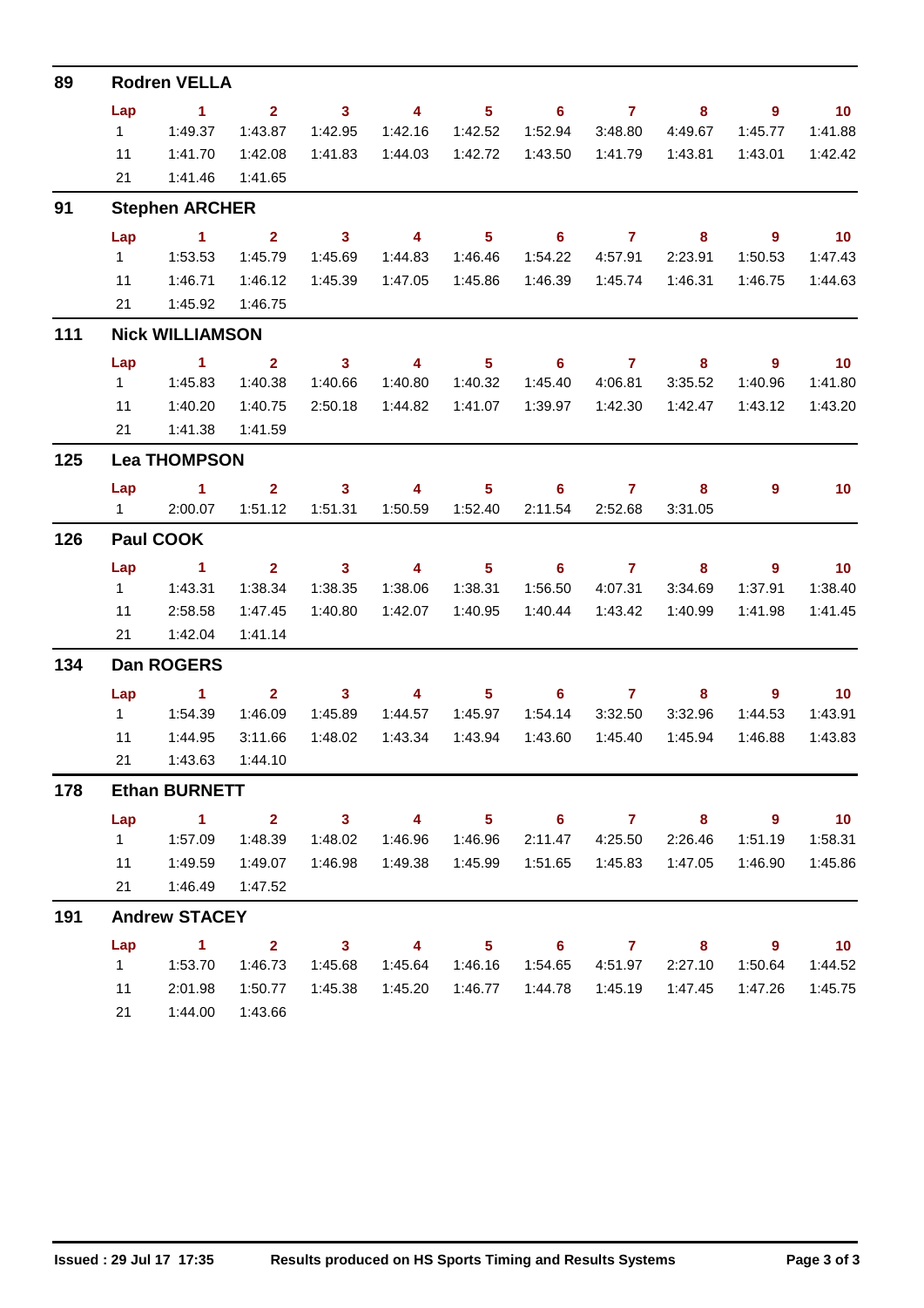## 89 Rodren VELLA

| Lap | 1 | 2 | 3 | 4 | 5 | 6 | 7 | 8 | 9 | 10 |
|---|---|---|---|---|---|---|---|---|---|---|
| 1 | 1:49.37 | 1:43.87 | 1:42.95 | 1:42.16 | 1:42.52 | 1:52.94 | 3:48.80 | 4:49.67 | 1:45.77 | 1:41.88 |
| 11 | 1:41.70 | 1:42.08 | 1:41.83 | 1:44.03 | 1:42.72 | 1:43.50 | 1:41.79 | 1:43.81 | 1:43.01 | 1:42.42 |
| 21 | 1:41.46 | 1:41.65 | | | | | | | | |

## 91 Stephen ARCHER

| Lap | 1 | 2 | 3 | 4 | 5 | 6 | 7 | 8 | 9 | 10 |
|---|---|---|---|---|---|---|---|---|---|---|
| 1 | 1:53.53 | 1:45.79 | 1:45.69 | 1:44.83 | 1:46.46 | 1:54.22 | 4:57.91 | 2:23.91 | 1:50.53 | 1:47.43 |
| 11 | 1:46.71 | 1:46.12 | 1:45.39 | 1:47.05 | 1:45.86 | 1:46.39 | 1:45.74 | 1:46.31 | 1:46.75 | 1:44.63 |
| 21 | 1:45.92 | 1:46.75 | | | | | | | | |

## 111 Nick WILLIAMSON

| Lap | 1 | 2 | 3 | 4 | 5 | 6 | 7 | 8 | 9 | 10 |
|---|---|---|---|---|---|---|---|---|---|---|
| 1 | 1:45.83 | 1:40.38 | 1:40.66 | 1:40.80 | 1:40.32 | 1:45.40 | 4:06.81 | 3:35.52 | 1:40.96 | 1:41.80 |
| 11 | 1:40.20 | 1:40.75 | 2:50.18 | 1:44.82 | 1:41.07 | 1:39.97 | 1:42.30 | 1:42.47 | 1:43.12 | 1:43.20 |
| 21 | 1:41.38 | 1:41.59 | | | | | | | | |

## 125 Lea THOMPSON

| Lap | 1 | 2 | 3 | 4 | 5 | 6 | 7 | 8 | 9 | 10 |
|---|---|---|---|---|---|---|---|---|---|---|
| 1 | 2:00.07 | 1:51.12 | 1:51.31 | 1:50.59 | 1:52.40 | 2:11.54 | 2:52.68 | 3:31.05 | | |

## 126 Paul COOK

| Lap | 1 | 2 | 3 | 4 | 5 | 6 | 7 | 8 | 9 | 10 |
|---|---|---|---|---|---|---|---|---|---|---|
| 1 | 1:43.31 | 1:38.34 | 1:38.35 | 1:38.06 | 1:38.31 | 1:56.50 | 4:07.31 | 3:34.69 | 1:37.91 | 1:38.40 |
| 11 | 2:58.58 | 1:47.45 | 1:40.80 | 1:42.07 | 1:40.95 | 1:40.44 | 1:43.42 | 1:40.99 | 1:41.98 | 1:41.45 |
| 21 | 1:42.04 | 1:41.14 | | | | | | | | |

## 134 Dan ROGERS

| Lap | 1 | 2 | 3 | 4 | 5 | 6 | 7 | 8 | 9 | 10 |
|---|---|---|---|---|---|---|---|---|---|---|
| 1 | 1:54.39 | 1:46.09 | 1:45.89 | 1:44.57 | 1:45.97 | 1:54.14 | 3:32.50 | 3:32.96 | 1:44.53 | 1:43.91 |
| 11 | 1:44.95 | 3:11.66 | 1:48.02 | 1:43.34 | 1:43.94 | 1:43.60 | 1:45.40 | 1:45.94 | 1:46.88 | 1:43.83 |
| 21 | 1:43.63 | 1:44.10 | | | | | | | | |

## 178 Ethan BURNETT

| Lap | 1 | 2 | 3 | 4 | 5 | 6 | 7 | 8 | 9 | 10 |
|---|---|---|---|---|---|---|---|---|---|---|
| 1 | 1:57.09 | 1:48.39 | 1:48.02 | 1:46.96 | 1:46.96 | 2:11.47 | 4:25.50 | 2:26.46 | 1:51.19 | 1:58.31 |
| 11 | 1:49.59 | 1:49.07 | 1:46.98 | 1:49.38 | 1:45.99 | 1:51.65 | 1:45.83 | 1:47.05 | 1:46.90 | 1:45.86 |
| 21 | 1:46.49 | 1:47.52 | | | | | | | | |

## 191 Andrew STACEY

| Lap | 1 | 2 | 3 | 4 | 5 | 6 | 7 | 8 | 9 | 10 |
|---|---|---|---|---|---|---|---|---|---|---|
| 1 | 1:53.70 | 1:46.73 | 1:45.68 | 1:45.64 | 1:46.16 | 1:54.65 | 4:51.97 | 2:27.10 | 1:50.64 | 1:44.52 |
| 11 | 2:01.98 | 1:50.77 | 1:45.38 | 1:45.20 | 1:46.77 | 1:44.78 | 1:45.19 | 1:47.45 | 1:47.26 | 1:45.75 |
| 21 | 1:44.00 | 1:43.66 | | | | | | | | |

**Issued : 29 Jul 17 17:35** **Results produced on HS Sports Timing and Results Systems**